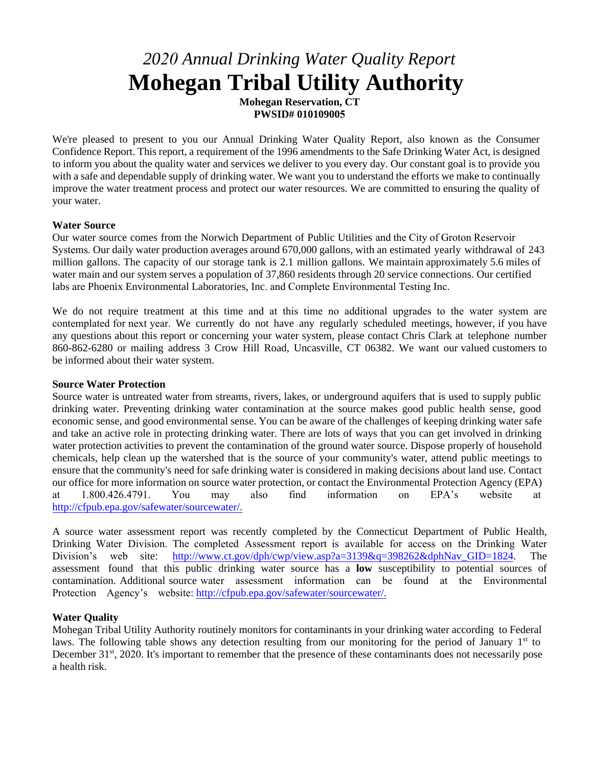# *2020 Annual Drinking Water Quality Report*
# Mohegan Tribal Utility Authority

**Mohegan Reservation, CT**
**PWSID# 010109005**

We're pleased to present to you our Annual Drinking Water Quality Report, also known as the Consumer Confidence Report. This report, a requirement of the 1996 amendments to the Safe Drinking Water Act, is designed to inform you about the quality water and services we deliver to you every day. Our constant goal is to provide you with a safe and dependable supply of drinking water. We want you to understand the efforts we make to continually improve the water treatment process and protect our water resources. We are committed to ensuring the quality of your water.

**Water Source**

Our water source comes from the Norwich Department of Public Utilities and the City of Groton Reservoir Systems. Our daily water production averages around 670,000 gallons, with an estimated yearly withdrawal of 243 million gallons. The capacity of our storage tank is 2.1 million gallons. We maintain approximately 5.6 miles of water main and our system serves a population of 37,860 residents through 20 service connections. Our certified labs are Phoenix Environmental Laboratories, Inc. and Complete Environmental Testing Inc.

We do not require treatment at this time and at this time no additional upgrades to the water system are contemplated for next year. We currently do not have any regularly scheduled meetings, however, if you have any questions about this report or concerning your water system, please contact Chris Clark at telephone number 860-862-6280 or mailing address 3 Crow Hill Road, Uncasville, CT 06382. We want our valued customers to be informed about their water system.

**Source Water Protection**

Source water is untreated water from streams, rivers, lakes, or underground aquifers that is used to supply public drinking water. Preventing drinking water contamination at the source makes good public health sense, good economic sense, and good environmental sense. You can be aware of the challenges of keeping drinking water safe and take an active role in protecting drinking water. There are lots of ways that you can get involved in drinking water protection activities to prevent the contamination of the ground water source. Dispose properly of household chemicals, help clean up the watershed that is the source of your community's water, attend public meetings to ensure that the community's need for safe drinking water is considered in making decisions about land use. Contact our office for more information on source water protection, or contact the Environmental Protection Agency (EPA) at 1.800.426.4791. You may also find information on EPA's website at http://cfpub.epa.gov/safewater/sourcewater/.

A source water assessment report was recently completed by the Connecticut Department of Public Health, Drinking Water Division. The completed Assessment report is available for access on the Drinking Water Division's web site: http://www.ct.gov/dph/cwp/view.asp?a=3139&q=398262&dphNav_GID=1824. The assessment found that this public drinking water source has a **low** susceptibility to potential sources of contamination. Additional source water assessment information can be found at the Environmental Protection Agency's website: http://cfpub.epa.gov/safewater/sourcewater/.

**Water Quality**

Mohegan Tribal Utility Authority routinely monitors for contaminants in your drinking water according to Federal laws. The following table shows any detection resulting from our monitoring for the period of January 1st to December 31st, 2020. It's important to remember that the presence of these contaminants does not necessarily pose a health risk.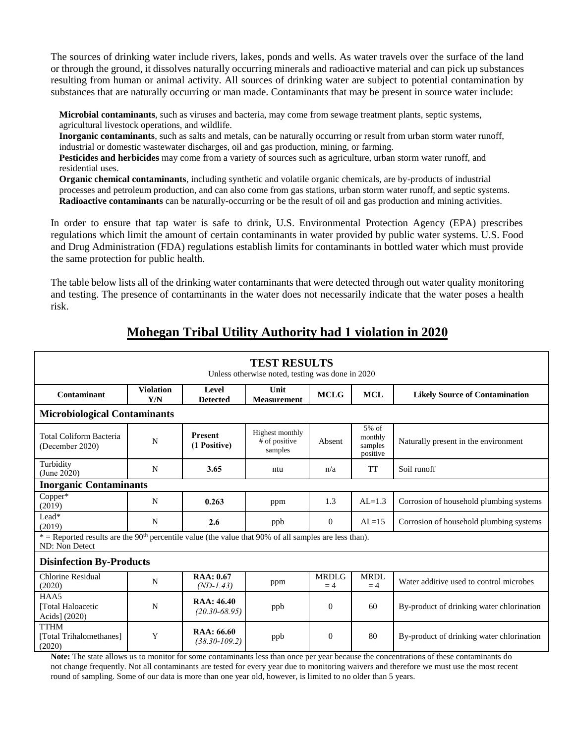The sources of drinking water include rivers, lakes, ponds and wells. As water travels over the surface of the land or through the ground, it dissolves naturally occurring minerals and radioactive material and can pick up substances resulting from human or animal activity. All sources of drinking water are subject to potential contamination by substances that are naturally occurring or man made. Contaminants that may be present in source water include:

**Microbial contaminants**, such as viruses and bacteria, may come from sewage treatment plants, septic systems, agricultural livestock operations, and wildlife.
**Inorganic contaminants**, such as salts and metals, can be naturally occurring or result from urban storm water runoff, industrial or domestic wastewater discharges, oil and gas production, mining, or farming.
**Pesticides and herbicides** may come from a variety of sources such as agriculture, urban storm water runoff, and residential uses.
**Organic chemical contaminants**, including synthetic and volatile organic chemicals, are by-products of industrial processes and petroleum production, and can also come from gas stations, urban storm water runoff, and septic systems.
**Radioactive contaminants** can be naturally-occurring or be the result of oil and gas production and mining activities.

In order to ensure that tap water is safe to drink, U.S. Environmental Protection Agency (EPA) prescribes regulations which limit the amount of certain contaminants in water provided by public water systems. U.S. Food and Drug Administration (FDA) regulations establish limits for contaminants in bottled water which must provide the same protection for public health.

The table below lists all of the drinking water contaminants that were detected through out water quality monitoring and testing. The presence of contaminants in the water does not necessarily indicate that the water poses a health risk.

## Mohegan Tribal Utility Authority had 1 violation in 2020

**TEST RESULTS**
Unless otherwise noted, testing was done in 2020

| Contaminant | Violation Y/N | Level Detected | Unit Measurement | MCLG | MCL | Likely Source of Contamination |
|---|---|---|---|---|---|---|
| **Microbiological Contaminants** | | | | | | |
| Total Coliform Bacteria (December 2020) | N | **Present (1 Positive)** | Highest monthly # of positive samples | Absent | 5% of monthly samples positive | Naturally present in the environment |
| Turbidity (June 2020) | N | **3.65** | ntu | n/a | TT | Soil runoff |
| **Inorganic Contaminants** | | | | | | |
| Copper* (2019) | N | **0.263** | ppm | 1.3 | AL=1.3 | Corrosion of household plumbing systems |
| Lead* (2019) | N | **2.6** | ppb | 0 | AL=15 | Corrosion of household plumbing systems |
| * = Reported results are the 90th percentile value (the value that 90% of all samples are less than). ND: Non Detect | | | | | | |
| **Disinfection By-Products** | | | | | | |
| Chlorine Residual (2020) | N | **RAA: 0.67** *(ND-1.43)* | ppm | MRDLG = 4 | MRDL = 4 | Water additive used to control microbes |
| HAA5 [Total Haloacetic Acids] (2020) | N | **RAA: 46.40** *(20.30-68.95)* | ppb | 0 | 60 | By-product of drinking water chlorination |
| TTHM [Total Trihalomethanes] (2020) | Y | **RAA: 66.60** *(38.30-109.2)* | ppb | 0 | 80 | By-product of drinking water chlorination |

**Note:** The state allows us to monitor for some contaminants less than once per year because the concentrations of these contaminants do not change frequently. Not all contaminants are tested for every year due to monitoring waivers and therefore we must use the most recent round of sampling. Some of our data is more than one year old, however, is limited to no older than 5 years.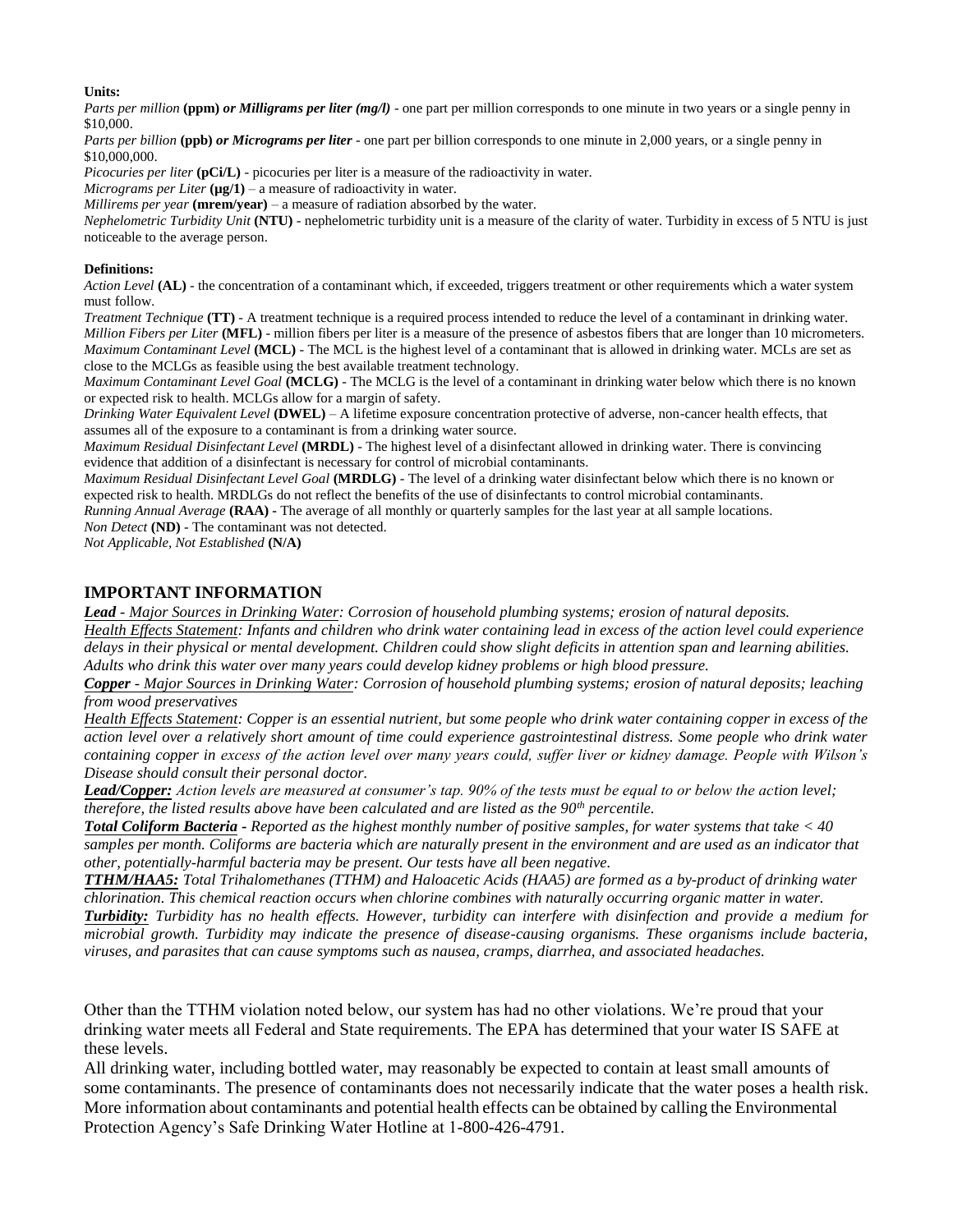**Units:**

*Parts per million* **(ppm)** ***or Milligrams per liter (mg/l)*** - one part per million corresponds to one minute in two years or a single penny in $10,000.

*Parts per billion* **(ppb)** ***or Micrograms per liter*** - one part per billion corresponds to one minute in 2,000 years, or a single penny in $10,000,000.

*Picocuries per liter* **(pCi/L)** - picocuries per liter is a measure of the radioactivity in water.

*Micrograms per Liter* **(µg/1)** – a measure of radioactivity in water.

*Millirems per year* **(mrem/year)** – a measure of radiation absorbed by the water.

*Nephelometric Turbidity Unit* **(NTU)** - nephelometric turbidity unit is a measure of the clarity of water. Turbidity in excess of 5 NTU is just noticeable to the average person.

**Definitions:**

*Action Level* **(AL)** - the concentration of a contaminant which, if exceeded, triggers treatment or other requirements which a water system must follow.

*Treatment Technique* **(TT)** - A treatment technique is a required process intended to reduce the level of a contaminant in drinking water.

*Million Fibers per Liter* **(MFL)** - million fibers per liter is a measure of the presence of asbestos fibers that are longer than 10 micrometers.

*Maximum Contaminant Level* **(MCL)** - The MCL is the highest level of a contaminant that is allowed in drinking water. MCLs are set as close to the MCLGs as feasible using the best available treatment technology.

*Maximum Contaminant Level Goal* **(MCLG)** - The MCLG is the level of a contaminant in drinking water below which there is no known or expected risk to health. MCLGs allow for a margin of safety.

*Drinking Water Equivalent Level* **(DWEL)** – A lifetime exposure concentration protective of adverse, non-cancer health effects, that assumes all of the exposure to a contaminant is from a drinking water source.

*Maximum Residual Disinfectant Level* **(MRDL)** - The highest level of a disinfectant allowed in drinking water. There is convincing evidence that addition of a disinfectant is necessary for control of microbial contaminants.

*Maximum Residual Disinfectant Level Goal* **(MRDLG)** - The level of a drinking water disinfectant below which there is no known or expected risk to health. MRDLGs do not reflect the benefits of the use of disinfectants to control microbial contaminants.

*Running Annual Average* **(RAA)** - The average of all monthly or quarterly samples for the last year at all sample locations.

*Non Detect* **(ND)** - The contaminant was not detected.

*Not Applicable, Not Established* **(N/A)**

## IMPORTANT INFORMATION

***Lead*** *- Major Sources in Drinking Water: Corrosion of household plumbing systems; erosion of natural deposits.*

*Health Effects Statement: Infants and children who drink water containing lead in excess of the action level could experience delays in their physical or mental development. Children could show slight deficits in attention span and learning abilities. Adults who drink this water over many years could develop kidney problems or high blood pressure.*

***Copper*** *- Major Sources in Drinking Water: Corrosion of household plumbing systems; erosion of natural deposits; leaching from wood preservatives*

*Health Effects Statement: Copper is an essential nutrient, but some people who drink water containing copper in excess of the action level over a relatively short amount of time could experience gastrointestinal distress. Some people who drink water containing copper in excess of the action level over many years could, suffer liver or kidney damage. People with Wilson's Disease should consult their personal doctor.*

***Lead/Copper:*** *Action levels are measured at consumer's tap. 90% of the tests must be equal to or below the action level; therefore, the listed results above have been calculated and are listed as the 90th percentile.*

***Total Coliform Bacteria*** *- Reported as the highest monthly number of positive samples, for water systems that take < 40 samples per month. Coliforms are bacteria which are naturally present in the environment and are used as an indicator that other, potentially-harmful bacteria may be present. Our tests have all been negative.*

***TTHM/HAA5:*** *Total Trihalomethanes (TTHM) and Haloacetic Acids (HAA5) are formed as a by-product of drinking water chlorination. This chemical reaction occurs when chlorine combines with naturally occurring organic matter in water.*

***Turbidity:*** *Turbidity has no health effects. However, turbidity can interfere with disinfection and provide a medium for microbial growth. Turbidity may indicate the presence of disease-causing organisms. These organisms include bacteria, viruses, and parasites that can cause symptoms such as nausea, cramps, diarrhea, and associated headaches.*

Other than the TTHM violation noted below, our system has had no other violations. We're proud that your drinking water meets all Federal and State requirements. The EPA has determined that your water IS SAFE at these levels.

All drinking water, including bottled water, may reasonably be expected to contain at least small amounts of some contaminants. The presence of contaminants does not necessarily indicate that the water poses a health risk. More information about contaminants and potential health effects can be obtained by calling the Environmental Protection Agency's Safe Drinking Water Hotline at 1-800-426-4791.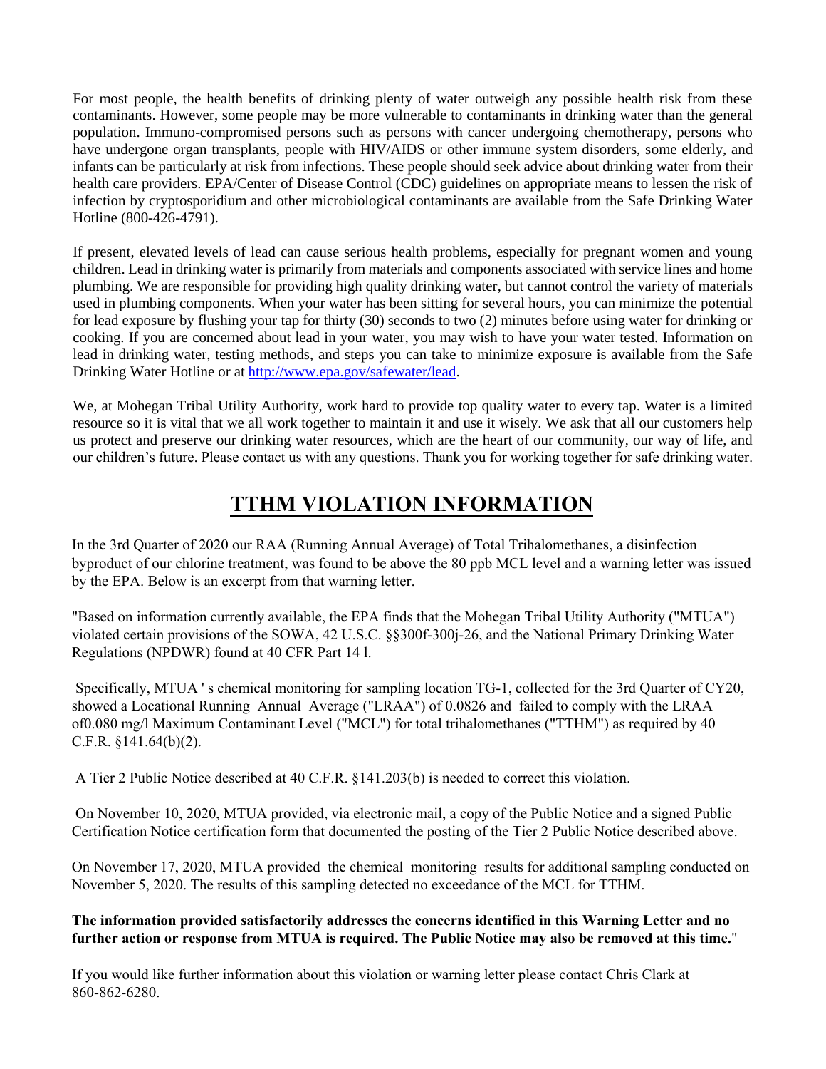For most people, the health benefits of drinking plenty of water outweigh any possible health risk from these contaminants. However, some people may be more vulnerable to contaminants in drinking water than the general population. Immuno-compromised persons such as persons with cancer undergoing chemotherapy, persons who have undergone organ transplants, people with HIV/AIDS or other immune system disorders, some elderly, and infants can be particularly at risk from infections. These people should seek advice about drinking water from their health care providers. EPA/Center of Disease Control (CDC) guidelines on appropriate means to lessen the risk of infection by cryptosporidium and other microbiological contaminants are available from the Safe Drinking Water Hotline (800-426-4791).

If present, elevated levels of lead can cause serious health problems, especially for pregnant women and young children. Lead in drinking water is primarily from materials and components associated with service lines and home plumbing. We are responsible for providing high quality drinking water, but cannot control the variety of materials used in plumbing components. When your water has been sitting for several hours, you can minimize the potential for lead exposure by flushing your tap for thirty (30) seconds to two (2) minutes before using water for drinking or cooking. If you are concerned about lead in your water, you may wish to have your water tested. Information on lead in drinking water, testing methods, and steps you can take to minimize exposure is available from the Safe Drinking Water Hotline or at http://www.epa.gov/safewater/lead.

We, at Mohegan Tribal Utility Authority, work hard to provide top quality water to every tap. Water is a limited resource so it is vital that we all work together to maintain it and use it wisely. We ask that all our customers help us protect and preserve our drinking water resources, which are the heart of our community, our way of life, and our children's future. Please contact us with any questions. Thank you for working together for safe drinking water.

# TTHM VIOLATION INFORMATION

In the 3rd Quarter of 2020 our RAA (Running Annual Average) of Total Trihalomethanes, a disinfection byproduct of our chlorine treatment, was found to be above the 80 ppb MCL level and a warning letter was issued by the EPA. Below is an excerpt from that warning letter.

"Based on information currently available, the EPA finds that the Mohegan Tribal Utility Authority ("MTUA") violated certain provisions of the SOWA, 42 U.S.C. §§300f-300j-26, and the National Primary Drinking Water Regulations (NPDWR) found at 40 CFR Part 14 l.

Specifically, MTUA ' s chemical monitoring for sampling location TG-1, collected for the 3rd Quarter of CY20, showed a Locational Running Annual Average ("LRAA") of 0.0826 and failed to comply with the LRAA of0.080 mg/l Maximum Contaminant Level ("MCL") for total trihalomethanes ("TTHM") as required by 40 C.F.R. §141.64(b)(2).

A Tier 2 Public Notice described at 40 C.F.R. §141.203(b) is needed to correct this violation.

On November 10, 2020, MTUA provided, via electronic mail, a copy of the Public Notice and a signed Public Certification Notice certification form that documented the posting of the Tier 2 Public Notice described above.

On November 17, 2020, MTUA provided the chemical monitoring results for additional sampling conducted on November 5, 2020. The results of this sampling detected no exceedance of the MCL for TTHM.

**The information provided satisfactorily addresses the concerns identified in this Warning Letter and no further action or response from MTUA is required. The Public Notice may also be removed at this time.**"

If you would like further information about this violation or warning letter please contact Chris Clark at 860-862-6280.